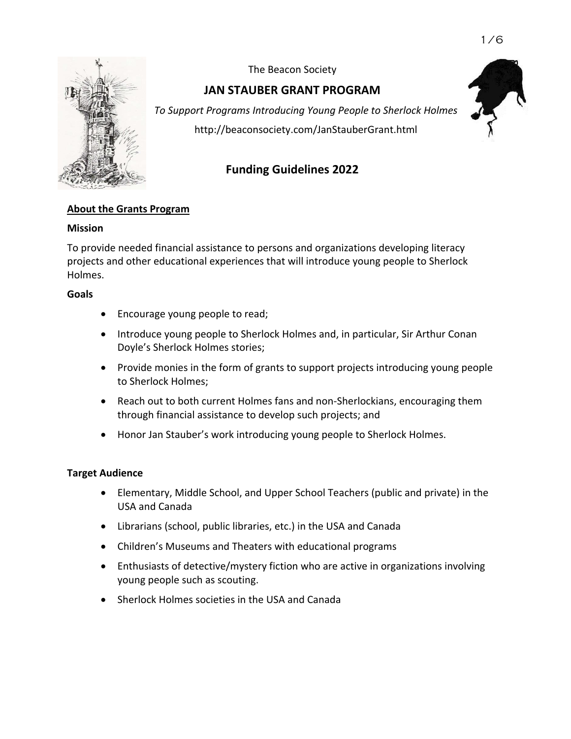The Beacon Society

# JAN STAUBER GRANT PROGRAM

*To Support Programs Introducing Young People to Sherlock Holmes*

http://beaconsociety.com/JanStauberGrant.html

## Funding Guidelines 2022

**About the Grants Program**

**Mission**

To provide needed financial assistance to persons and organizations developing literacy projects and other educational experiences that will introduce young people to Sherlock Holmes.

**Goals**

- Encourage young people to read;
- Introduce young people to Sherlock Holmes and, in particular, Sir Arthur Conan Doyle's Sherlock Holmes stories;
- Provide monies in the form of grants to support projects introducing young people to Sherlock Holmes;
- Reach out to both current Holmes fans and non-Sherlockians, encouraging them through financial assistance to develop such projects; and
- Honor Jan Stauber's work introducing young people to Sherlock Holmes.

**Target Audience**

- Elementary, Middle School, and Upper School Teachers (public and private) in the USA and Canada
- Librarians (school, public libraries, etc.) in the USA and Canada
- Children's Museums and Theaters with educational programs
- Enthusiasts of detective/mystery fiction who are active in organizations involving young people such as scouting.
- Sherlock Holmes societies in the USA and Canada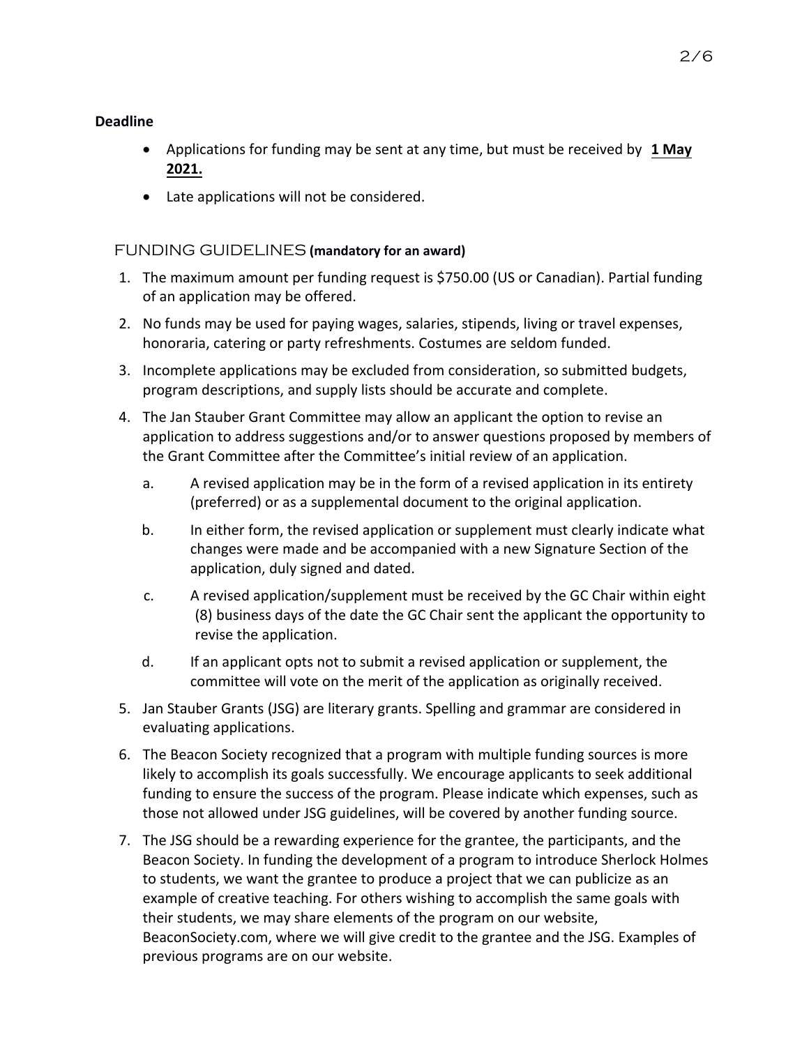**Deadline**

- Applications for funding may be sent at any time, but must be received by **1 May 2021.**
- Late applications will not be considered.

## FUNDING GUIDELINES **(mandatory for an award)**

1. The maximum amount per funding request is $750.00 (US or Canadian). Partial funding of an application may be offered.
2. No funds may be used for paying wages, salaries, stipends, living or travel expenses, honoraria, catering or party refreshments. Costumes are seldom funded.
3. Incomplete applications may be excluded from consideration, so submitted budgets, program descriptions, and supply lists should be accurate and complete.
4. The Jan Stauber Grant Committee may allow an applicant the option to revise an application to address suggestions and/or to answer questions proposed by members of the Grant Committee after the Committee's initial review of an application.
   a. A revised application may be in the form of a revised application in its entirety (preferred) or as a supplemental document to the original application.
   b. In either form, the revised application or supplement must clearly indicate what changes were made and be accompanied with a new Signature Section of the application, duly signed and dated.
   c. A revised application/supplement must be received by the GC Chair within eight (8) business days of the date the GC Chair sent the applicant the opportunity to revise the application.
   d. If an applicant opts not to submit a revised application or supplement, the committee will vote on the merit of the application as originally received.
5. Jan Stauber Grants (JSG) are literary grants. Spelling and grammar are considered in evaluating applications.
6. The Beacon Society recognized that a program with multiple funding sources is more likely to accomplish its goals successfully. We encourage applicants to seek additional funding to ensure the success of the program. Please indicate which expenses, such as those not allowed under JSG guidelines, will be covered by another funding source.
7. The JSG should be a rewarding experience for the grantee, the participants, and the Beacon Society. In funding the development of a program to introduce Sherlock Holmes to students, we want the grantee to produce a project that we can publicize as an example of creative teaching. For others wishing to accomplish the same goals with their students, we may share elements of the program on our website, BeaconSociety.com, where we will give credit to the grantee and the JSG. Examples of previous programs are on our website.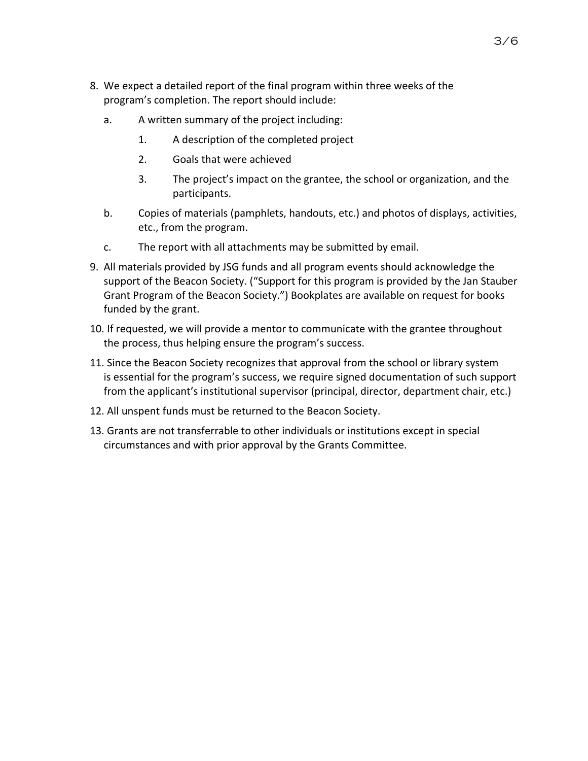8. We expect a detailed report of the final program within three weeks of the program's completion. The report should include:
    a. A written summary of the project including:
        1. A description of the completed project
        2. Goals that were achieved
        3. The project's impact on the grantee, the school or organization, and the participants.
    b. Copies of materials (pamphlets, handouts, etc.) and photos of displays, activities, etc., from the program.
    c. The report with all attachments may be submitted by email.
9. All materials provided by JSG funds and all program events should acknowledge the support of the Beacon Society. ("Support for this program is provided by the Jan Stauber Grant Program of the Beacon Society.") Bookplates are available on request for books funded by the grant.
10. If requested, we will provide a mentor to communicate with the grantee throughout the process, thus helping ensure the program's success.
11. Since the Beacon Society recognizes that approval from the school or library system is essential for the program's success, we require signed documentation of such support from the applicant's institutional supervisor (principal, director, department chair, etc.)
12. All unspent funds must be returned to the Beacon Society.
13. Grants are not transferrable to other individuals or institutions except in special circumstances and with prior approval by the Grants Committee.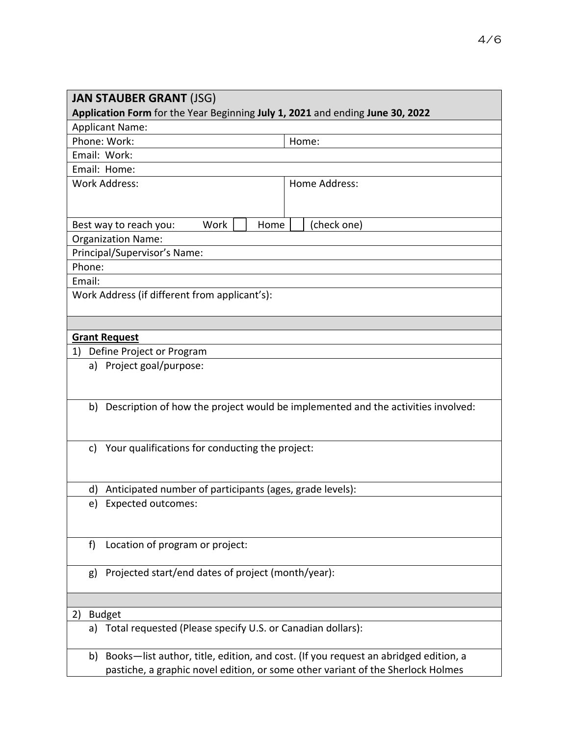| **JAN STAUBER GRANT** (JSG) **Application Form** for the Year Beginning **July 1, 2021** and ending **June 30, 2022** | |
|---|---|
| Applicant Name: | |
| Phone: Work: | Home: |
| Email: Work: | |
| Email: Home: | |
| Work Address: | Home Address: |
| Best way to reach you: Work ☐ Home ☐ (check one) | |
| Organization Name: | |
| Principal/Supervisor's Name: | |
| Phone: | |
| Email: | |
| Work Address (if different from applicant's): | |

**Grant Request**

1) Define Project or Program
   - a) Project goal/purpose:
   - b) Description of how the project would be implemented and the activities involved:
   - c) Your qualifications for conducting the project:
   - d) Anticipated number of participants (ages, grade levels):
   - e) Expected outcomes:
   - f) Location of program or project:
   - g) Projected start/end dates of project (month/year):

2) Budget
   - a) Total requested (Please specify U.S. or Canadian dollars):
   - b) Books—list author, title, edition, and cost. (If you request an abridged edition, a pastiche, a graphic novel edition, or some other variant of the Sherlock Holmes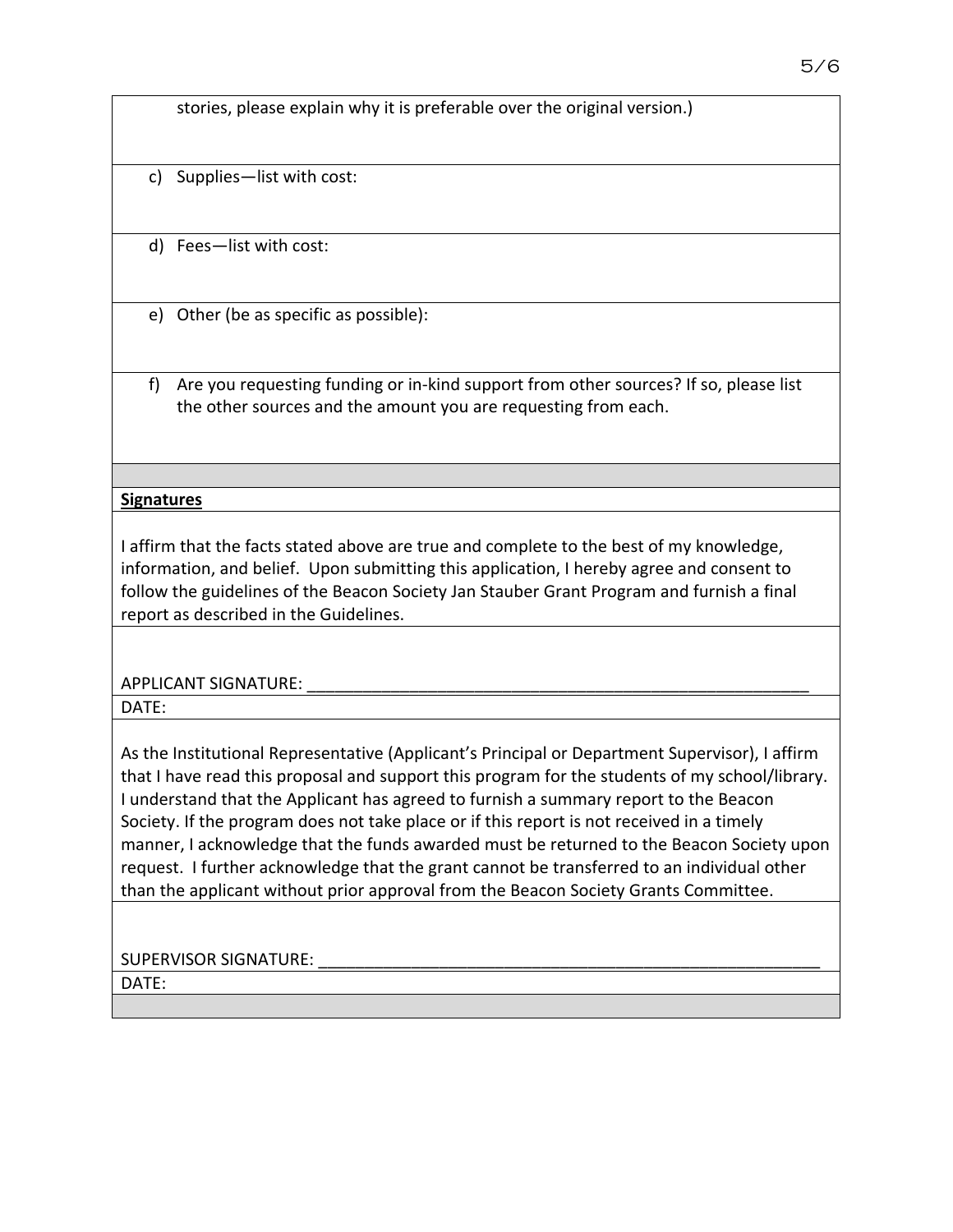stories, please explain why it is preferable over the original version.)

c) Supplies—list with cost:

d) Fees—list with cost:

e) Other (be as specific as possible):

f) Are you requesting funding or in-kind support from other sources? If so, please list the other sources and the amount you are requesting from each.

**Signatures**

I affirm that the facts stated above are true and complete to the best of my knowledge, information, and belief. Upon submitting this application, I hereby agree and consent to follow the guidelines of the Beacon Society Jan Stauber Grant Program and furnish a final report as described in the Guidelines.

APPLICANT SIGNATURE: ___________________________________________________________

DATE:

As the Institutional Representative (Applicant's Principal or Department Supervisor), I affirm that I have read this proposal and support this program for the students of my school/library. I understand that the Applicant has agreed to furnish a summary report to the Beacon Society. If the program does not take place or if this report is not received in a timely manner, I acknowledge that the funds awarded must be returned to the Beacon Society upon request. I further acknowledge that the grant cannot be transferred to an individual other than the applicant without prior approval from the Beacon Society Grants Committee.

SUPERVISOR SIGNATURE: __________________________________________________________

DATE: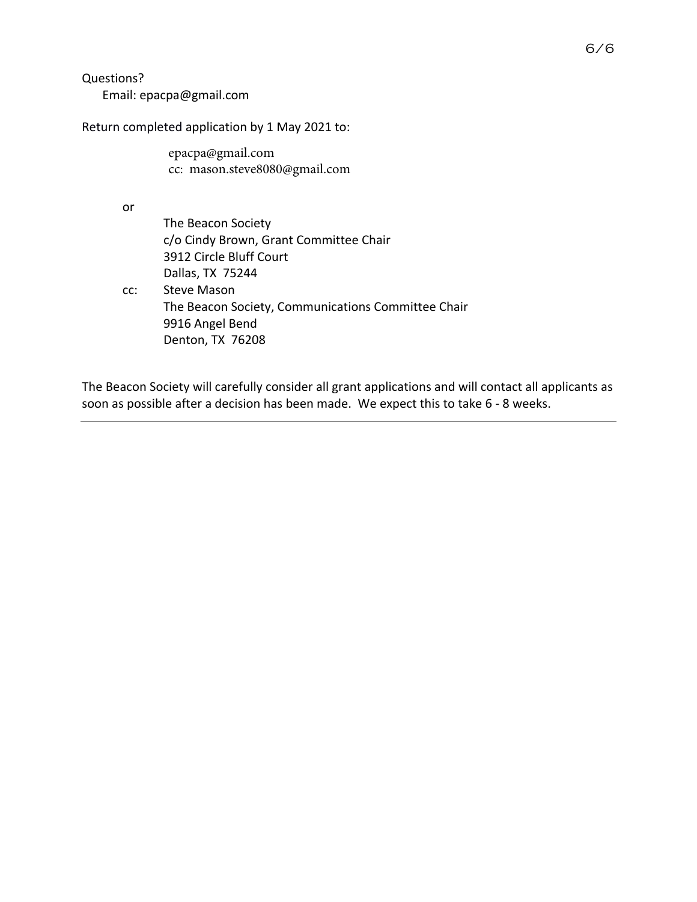Questions?

Email: epacpa@gmail.com

Return completed application by 1 May 2021 to:

epacpa@gmail.com
cc: mason.steve8080@gmail.com

or

The Beacon Society
c/o Cindy Brown, Grant Committee Chair
3912 Circle Bluff Court
Dallas, TX 75244

cc: Steve Mason
The Beacon Society, Communications Committee Chair
9916 Angel Bend
Denton, TX 76208

The Beacon Society will carefully consider all grant applications and will contact all applicants as soon as possible after a decision has been made. We expect this to take 6 - 8 weeks.

---